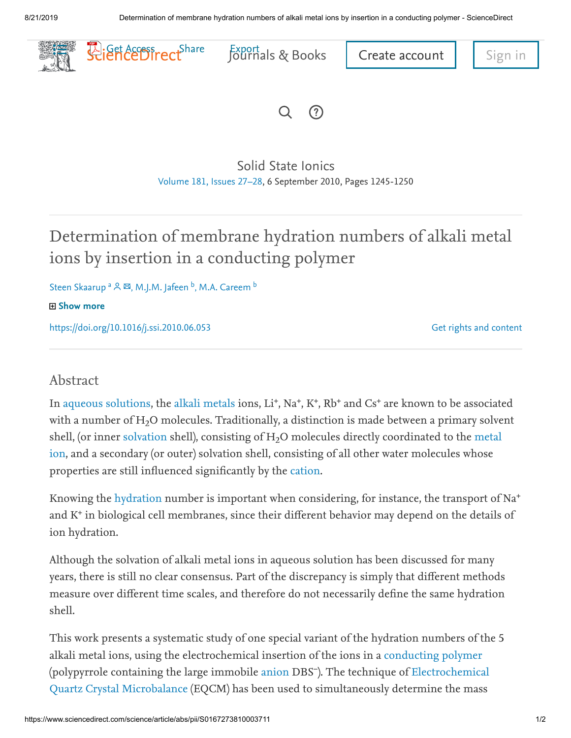Solid State Ionics

Volume 181, Issues 27–28, 6 September 2010, Pages 1245-1250

# Determination of membrane hydration numbers of alkali metal ions by insertion in a conducting polymer

Steen Skaarup [a], M.J.M. Jafeen [b], M.A. Careem [b]

https://doi.org/10.1016/j.ssi.2010.06.053

## Abstract

In aqueous solutions, the alkali metals ions, $Li^+$, $Na^+$, $K^+$, $Rb^+$ and $Cs^+$ are known to be associated with a number of $H_2O$ molecules. Traditionally, a distinction is made between a primary solvent shell, (or inner solvation shell), consisting of $H_2O$ molecules directly coordinated to the metal ion, and a secondary (or outer) solvation shell, consisting of all other water molecules whose properties are still influenced significantly by the cation.

Knowing the hydration number is important when considering, for instance, the transport of $Na^+$ and $K^+$ in biological cell membranes, since their different behavior may depend on the details of ion hydration.

Although the solvation of alkali metal ions in aqueous solution has been discussed for many years, there is still no clear consensus. Part of the discrepancy is simply that different methods measure over different time scales, and therefore do not necessarily define the same hydration shell.

This work presents a systematic study of one special variant of the hydration numbers of the 5 alkali metal ions, using the electrochemical insertion of the ions in a conducting polymer (polypyrrole containing the large immobile anion $DBS^-$). The technique of Electrochemical Quartz Crystal Microbalance (EQCM) has been used to simultaneously determine the mass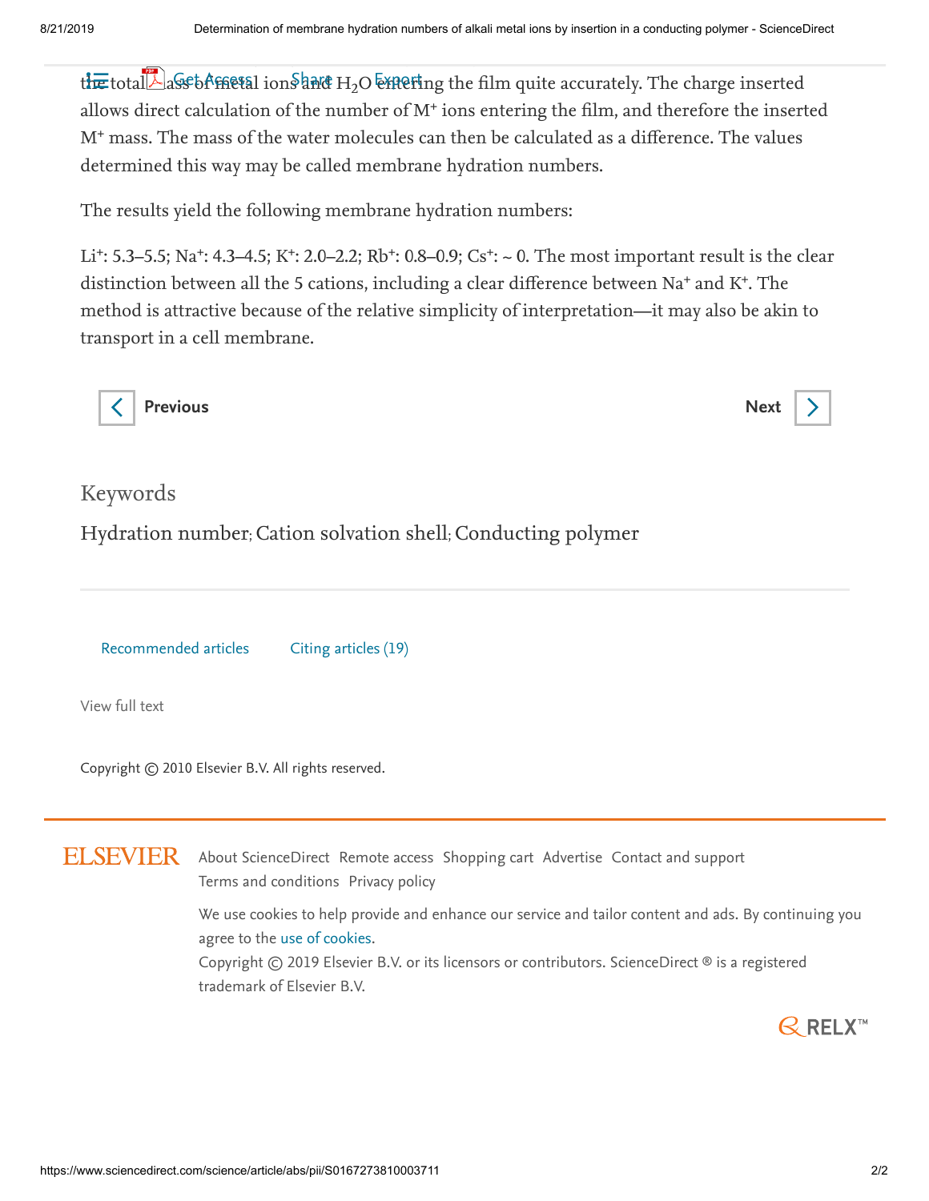the total mass of metal ions and $H_2O$ entering the film quite accurately. The charge inserted allows direct calculation of the number of $M^+$ ions entering the film, and therefore the inserted $M^+$ mass. The mass of the water molecules can then be calculated as a difference. The values determined this way may be called membrane hydration numbers.

The results yield the following membrane hydration numbers:

$Li^+$: 5.3–5.5; $Na^+$: 4.3–4.5; $K^+$: 2.0–2.2; $Rb^+$: 0.8–0.9; $Cs^+$: ~ 0. The most important result is the clear distinction between all the 5 cations, including a clear difference between $Na^+$ and $K^+$. The method is attractive because of the relative simplicity of interpretation—it may also be akin to transport in a cell membrane.

## Keywords

Hydration number; Cation solvation shell; Conducting polymer

Copyright © 2010 Elsevier B.V. All rights reserved.